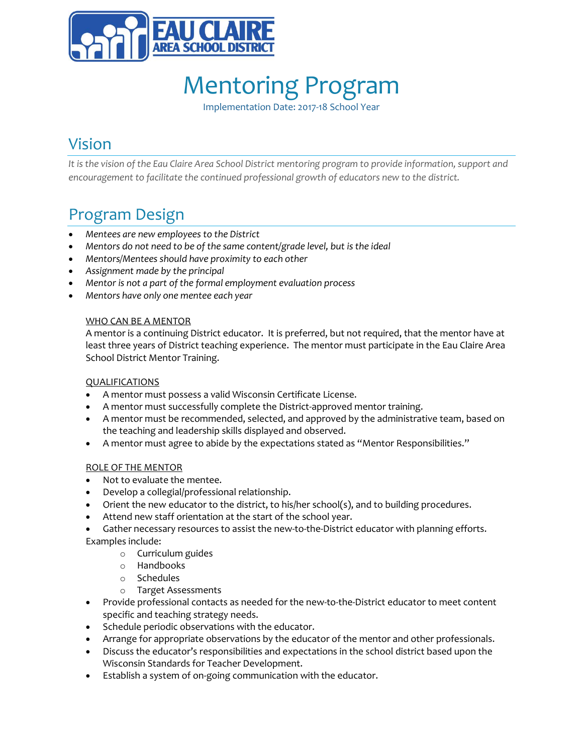EAU CLAIRE AREA SCHOOL DISTRICT

# Mentoring Program

Implementation Date: 2017-18 School Year

## Vision

*It is the vision of the Eau Claire Area School District mentoring program to provide information, support and encouragement to facilitate the continued professional growth of educators new to the district.*

## Program Design

- *Mentees are new employees to the District*
- *Mentors do not need to be of the same content/grade level, but is the ideal*
- *Mentors/Mentees should have proximity to each other*
- *Assignment made by the principal*
- *Mentor is not a part of the formal employment evaluation process*
- *Mentors have only one mentee each year*

<u>WHO CAN BE A MENTOR</u>

A mentor is a continuing District educator. It is preferred, but not required, that the mentor have at least three years of District teaching experience. The mentor must participate in the Eau Claire Area School District Mentor Training.

<u>QUALIFICATIONS</u>

- A mentor must possess a valid Wisconsin Certificate License.
- A mentor must successfully complete the District-approved mentor training.
- A mentor must be recommended, selected, and approved by the administrative team, based on the teaching and leadership skills displayed and observed.
- A mentor must agree to abide by the expectations stated as "Mentor Responsibilities."

<u>ROLE OF THE MENTOR</u>

- Not to evaluate the mentee.
- Develop a collegial/professional relationship.
- Orient the new educator to the district, to his/her school(s), and to building procedures.
- Attend new staff orientation at the start of the school year.
- Gather necessary resources to assist the new-to-the-District educator with planning efforts.

Examples include:
  - Curriculum guides
  - Handbooks
  - Schedules
  - Target Assessments
- Provide professional contacts as needed for the new-to-the-District educator to meet content specific and teaching strategy needs.
- Schedule periodic observations with the educator.
- Arrange for appropriate observations by the educator of the mentor and other professionals.
- Discuss the educator's responsibilities and expectations in the school district based upon the Wisconsin Standards for Teacher Development.
- Establish a system of on-going communication with the educator.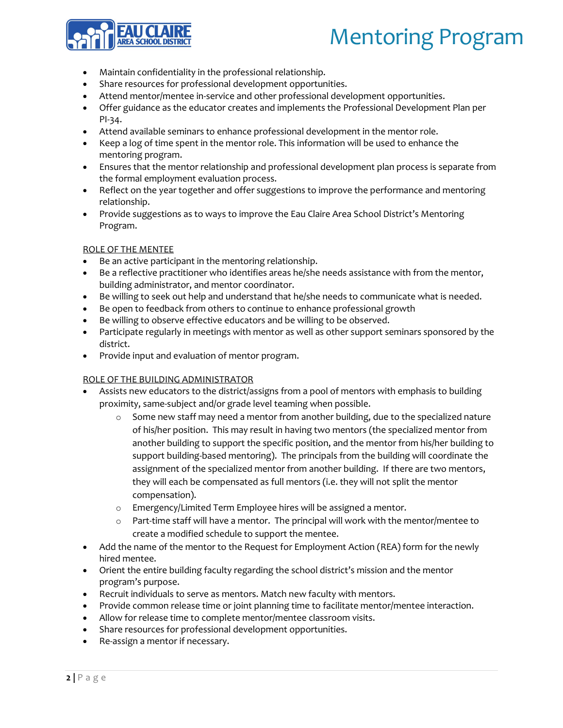- Maintain confidentiality in the professional relationship.
- Share resources for professional development opportunities.
- Attend mentor/mentee in-service and other professional development opportunities.
- Offer guidance as the educator creates and implements the Professional Development Plan per PI-34.
- Attend available seminars to enhance professional development in the mentor role.
- Keep a log of time spent in the mentor role. This information will be used to enhance the mentoring program.
- Ensures that the mentor relationship and professional development plan process is separate from the formal employment evaluation process.
- Reflect on the year together and offer suggestions to improve the performance and mentoring relationship.
- Provide suggestions as to ways to improve the Eau Claire Area School District's Mentoring Program.

ROLE OF THE MENTEE

- Be an active participant in the mentoring relationship.
- Be a reflective practitioner who identifies areas he/she needs assistance with from the mentor, building administrator, and mentor coordinator.
- Be willing to seek out help and understand that he/she needs to communicate what is needed.
- Be open to feedback from others to continue to enhance professional growth
- Be willing to observe effective educators and be willing to be observed.
- Participate regularly in meetings with mentor as well as other support seminars sponsored by the district.
- Provide input and evaluation of mentor program.

ROLE OF THE BUILDING ADMINISTRATOR

- Assists new educators to the district/assigns from a pool of mentors with emphasis to building proximity, same-subject and/or grade level teaming when possible.
  - Some new staff may need a mentor from another building, due to the specialized nature of his/her position. This may result in having two mentors (the specialized mentor from another building to support the specific position, and the mentor from his/her building to support building-based mentoring). The principals from the building will coordinate the assignment of the specialized mentor from another building. If there are two mentors, they will each be compensated as full mentors (i.e. they will not split the mentor compensation).
  - Emergency/Limited Term Employee hires will be assigned a mentor.
  - Part-time staff will have a mentor. The principal will work with the mentor/mentee to create a modified schedule to support the mentee.
- Add the name of the mentor to the Request for Employment Action (REA) form for the newly hired mentee.
- Orient the entire building faculty regarding the school district's mission and the mentor program's purpose.
- Recruit individuals to serve as mentors. Match new faculty with mentors.
- Provide common release time or joint planning time to facilitate mentor/mentee interaction.
- Allow for release time to complete mentor/mentee classroom visits.
- Share resources for professional development opportunities.
- Re-assign a mentor if necessary.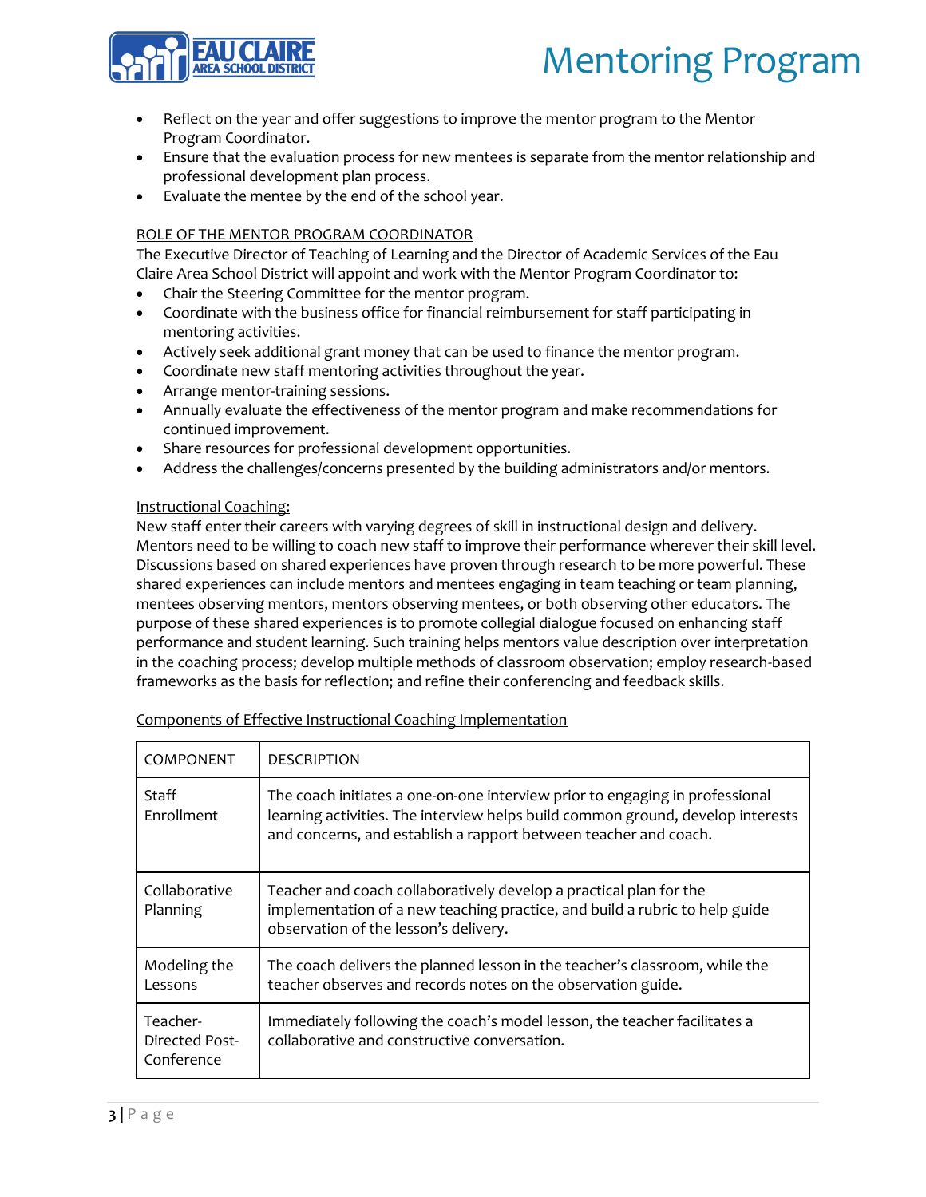- Reflect on the year and offer suggestions to improve the mentor program to the Mentor Program Coordinator.
- Ensure that the evaluation process for new mentees is separate from the mentor relationship and professional development plan process.
- Evaluate the mentee by the end of the school year.

<u>ROLE OF THE MENTOR PROGRAM COORDINATOR</u>

The Executive Director of Teaching of Learning and the Director of Academic Services of the Eau Claire Area School District will appoint and work with the Mentor Program Coordinator to:

- Chair the Steering Committee for the mentor program.
- Coordinate with the business office for financial reimbursement for staff participating in mentoring activities.
- Actively seek additional grant money that can be used to finance the mentor program.
- Coordinate new staff mentoring activities throughout the year.
- Arrange mentor-training sessions.
- Annually evaluate the effectiveness of the mentor program and make recommendations for continued improvement.
- Share resources for professional development opportunities.
- Address the challenges/concerns presented by the building administrators and/or mentors.

<u>Instructional Coaching:</u>

New staff enter their careers with varying degrees of skill in instructional design and delivery. Mentors need to be willing to coach new staff to improve their performance wherever their skill level. Discussions based on shared experiences have proven through research to be more powerful. These shared experiences can include mentors and mentees engaging in team teaching or team planning, mentees observing mentors, mentors observing mentees, or both observing other educators. The purpose of these shared experiences is to promote collegial dialogue focused on enhancing staff performance and student learning. Such training helps mentors value description over interpretation in the coaching process; develop multiple methods of classroom observation; employ research-based frameworks as the basis for reflection; and refine their conferencing and feedback skills.

<u>Components of Effective Instructional Coaching Implementation</u>

| COMPONENT | DESCRIPTION |
|---|---|
| Staff Enrollment | The coach initiates a one-on-one interview prior to engaging in professional learning activities. The interview helps build common ground, develop interests and concerns, and establish a rapport between teacher and coach. |
| Collaborative Planning | Teacher and coach collaboratively develop a practical plan for the implementation of a new teaching practice, and build a rubric to help guide observation of the lesson's delivery. |
| Modeling the Lessons | The coach delivers the planned lesson in the teacher's classroom, while the teacher observes and records notes on the observation guide. |
| Teacher-Directed Post-Conference | Immediately following the coach's model lesson, the teacher facilitates a collaborative and constructive conversation. |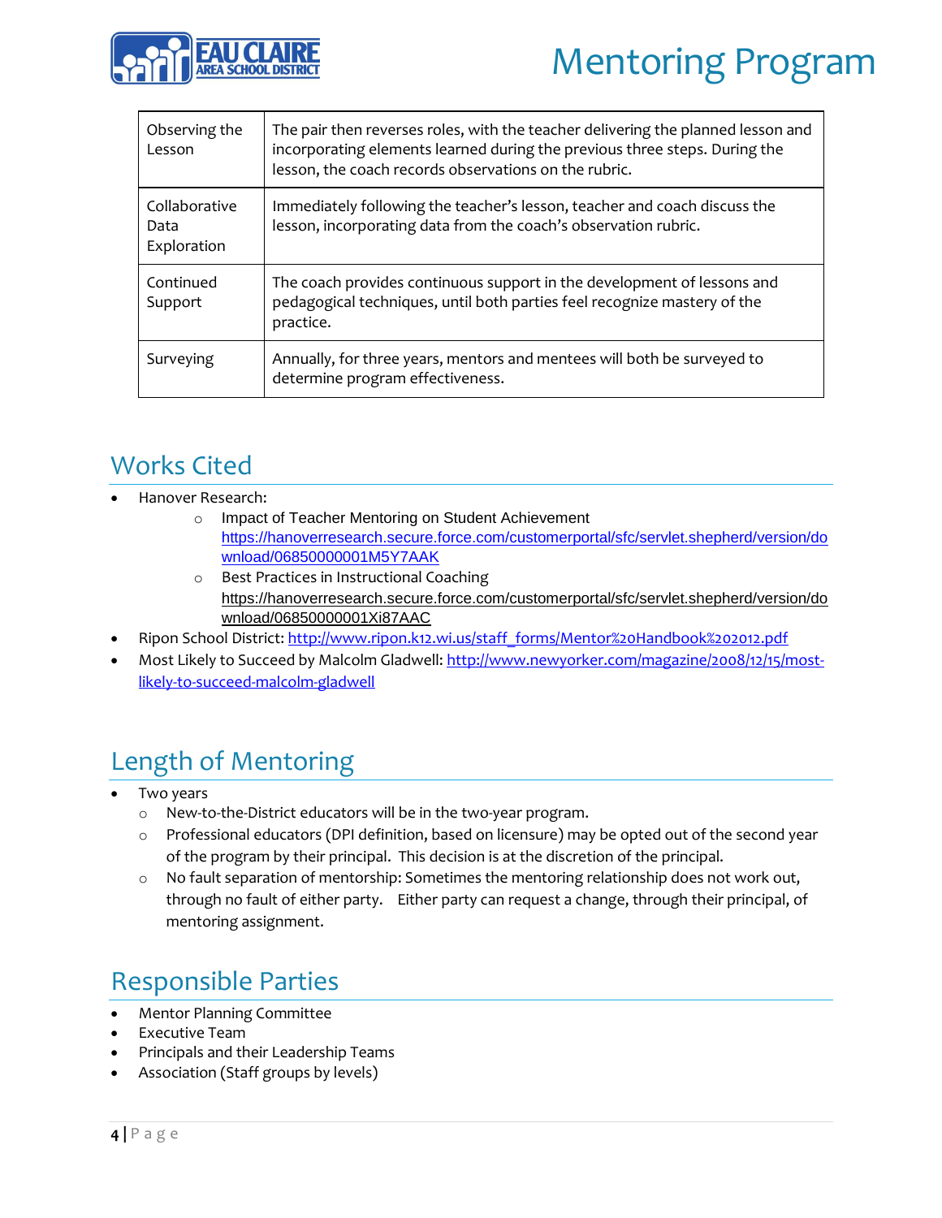| | |
|---|---|
| Observing the Lesson | The pair then reverses roles, with the teacher delivering the planned lesson and incorporating elements learned during the previous three steps. During the lesson, the coach records observations on the rubric. |
| Collaborative Data Exploration | Immediately following the teacher's lesson, teacher and coach discuss the lesson, incorporating data from the coach's observation rubric. |
| Continued Support | The coach provides continuous support in the development of lessons and pedagogical techniques, until both parties feel recognize mastery of the practice. |
| Surveying | Annually, for three years, mentors and mentees will both be surveyed to determine program effectiveness. |

## Works Cited

- Hanover Research:
  - Impact of Teacher Mentoring on Student Achievement https://hanoverresearch.secure.force.com/customerportal/sfc/servlet.shepherd/version/download/06850000001M5Y7AAK
  - Best Practices in Instructional Coaching https://hanoverresearch.secure.force.com/customerportal/sfc/servlet.shepherd/version/download/06850000001Xi87AAC
- Ripon School District: http://www.ripon.k12.wi.us/staff_forms/Mentor%20Handbook%202012.pdf
- Most Likely to Succeed by Malcolm Gladwell: http://www.newyorker.com/magazine/2008/12/15/most-likely-to-succeed-malcolm-gladwell

## Length of Mentoring

- Two years
  - New-to-the-District educators will be in the two-year program.
  - Professional educators (DPI definition, based on licensure) may be opted out of the second year of the program by their principal. This decision is at the discretion of the principal.
  - No fault separation of mentorship: Sometimes the mentoring relationship does not work out, through no fault of either party. Either party can request a change, through their principal, of mentoring assignment.

## Responsible Parties

- Mentor Planning Committee
- Executive Team
- Principals and their Leadership Teams
- Association (Staff groups by levels)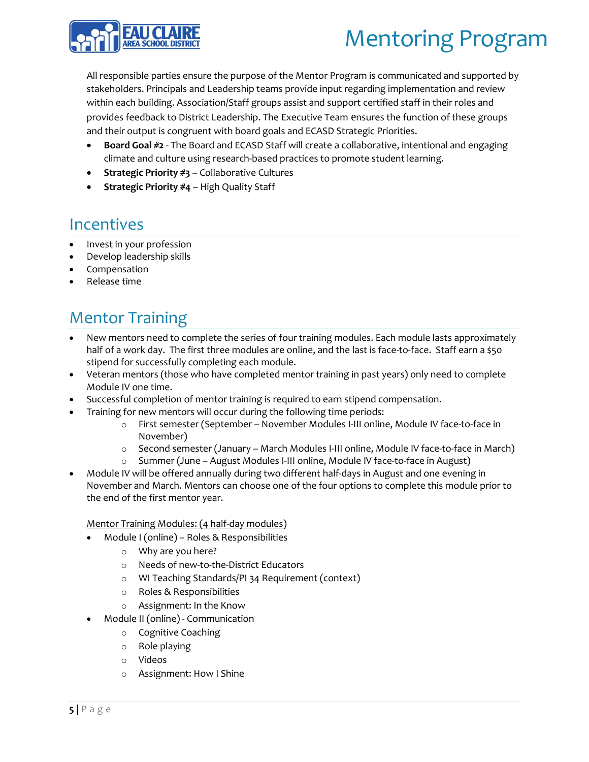All responsible parties ensure the purpose of the Mentor Program is communicated and supported by stakeholders. Principals and Leadership teams provide input regarding implementation and review within each building. Association/Staff groups assist and support certified staff in their roles and provides feedback to District Leadership. The Executive Team ensures the function of these groups and their output is congruent with board goals and ECASD Strategic Priorities.

- **Board Goal #2** - The Board and ECASD Staff will create a collaborative, intentional and engaging climate and culture using research-based practices to promote student learning.
- **Strategic Priority #3** – Collaborative Cultures
- **Strategic Priority #4** – High Quality Staff

## Incentives

- Invest in your profession
- Develop leadership skills
- Compensation
- Release time

## Mentor Training

- New mentors need to complete the series of four training modules. Each module lasts approximately half of a work day. The first three modules are online, and the last is face-to-face. Staff earn a $50 stipend for successfully completing each module.
- Veteran mentors (those who have completed mentor training in past years) only need to complete Module IV one time.
- Successful completion of mentor training is required to earn stipend compensation.
- Training for new mentors will occur during the following time periods:
    - First semester (September – November Modules I-III online, Module IV face-to-face in November)
    - Second semester (January – March Modules I-III online, Module IV face-to-face in March)
    - Summer (June – August Modules I-III online, Module IV face-to-face in August)
- Module IV will be offered annually during two different half-days in August and one evening in November and March. Mentors can choose one of the four options to complete this module prior to the end of the first mentor year.

<u>Mentor Training Modules: (4 half-day modules)</u>

- Module I (online) – Roles & Responsibilities
    - Why are you here?
    - Needs of new-to-the-District Educators
    - WI Teaching Standards/PI 34 Requirement (context)
    - Roles & Responsibilities
    - Assignment: In the Know
- Module II (online) - Communication
    - Cognitive Coaching
    - Role playing
    - Videos
    - Assignment: How I Shine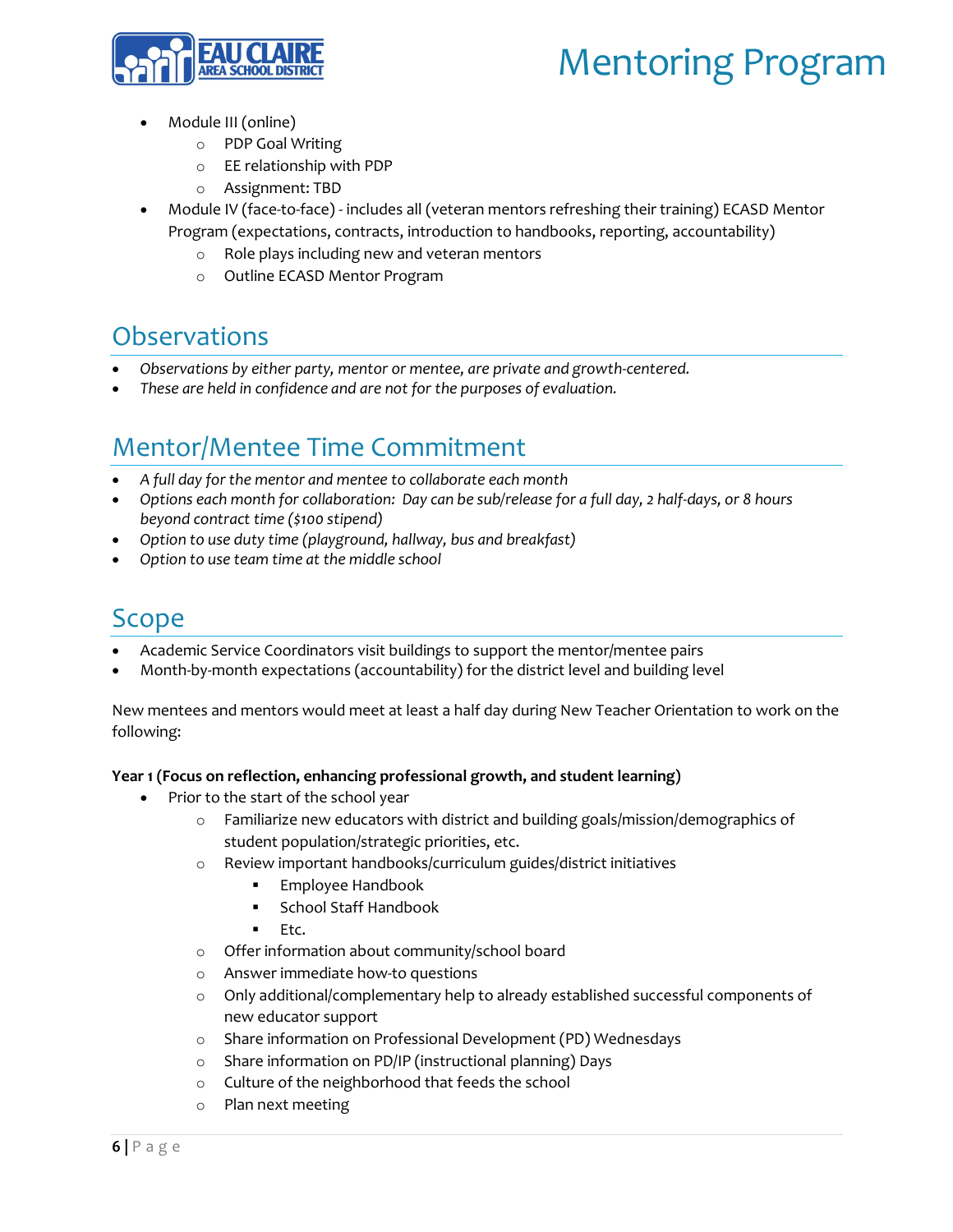- Module III (online)
    - PDP Goal Writing
    - EE relationship with PDP
    - Assignment: TBD
- Module IV (face-to-face) - includes all (veteran mentors refreshing their training) ECASD Mentor Program (expectations, contracts, introduction to handbooks, reporting, accountability)
    - Role plays including new and veteran mentors
    - Outline ECASD Mentor Program

## Observations

- *Observations by either party, mentor or mentee, are private and growth-centered.*
- *These are held in confidence and are not for the purposes of evaluation.*

## Mentor/Mentee Time Commitment

- *A full day for the mentor and mentee to collaborate each month*
- *Options each month for collaboration: Day can be sub/release for a full day, 2 half-days, or 8 hours beyond contract time ($100 stipend)*
- *Option to use duty time (playground, hallway, bus and breakfast)*
- *Option to use team time at the middle school*

## Scope

- Academic Service Coordinators visit buildings to support the mentor/mentee pairs
- Month-by-month expectations (accountability) for the district level and building level

New mentees and mentors would meet at least a half day during New Teacher Orientation to work on the following:

**Year 1 (Focus on reflection, enhancing professional growth, and student learning)**

- Prior to the start of the school year
    - Familiarize new educators with district and building goals/mission/demographics of student population/strategic priorities, etc.
    - Review important handbooks/curriculum guides/district initiatives
        - Employee Handbook
        - School Staff Handbook
        - Etc.
    - Offer information about community/school board
    - Answer immediate how-to questions
    - Only additional/complementary help to already established successful components of new educator support
    - Share information on Professional Development (PD) Wednesdays
    - Share information on PD/IP (instructional planning) Days
    - Culture of the neighborhood that feeds the school
    - Plan next meeting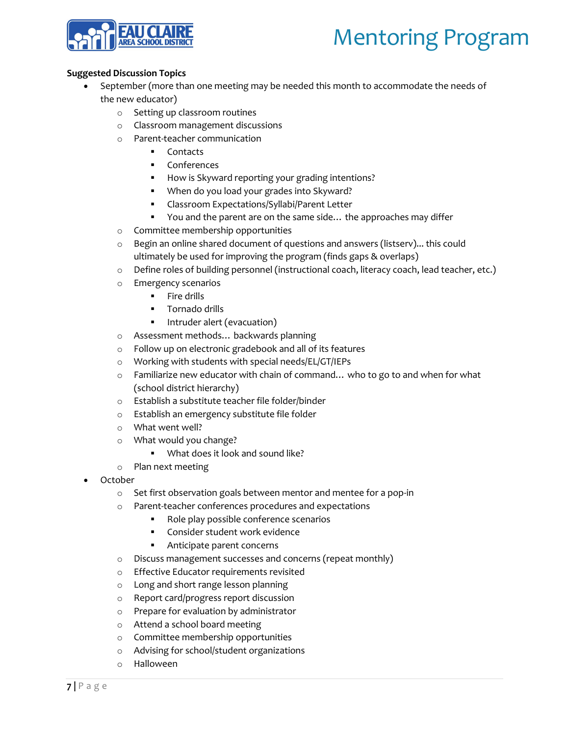**Suggested Discussion Topics**

- September (more than one meeting may be needed this month to accommodate the needs of the new educator)
  - Setting up classroom routines
  - Classroom management discussions
  - Parent-teacher communication
    - Contacts
    - Conferences
    - How is Skyward reporting your grading intentions?
    - When do you load your grades into Skyward?
    - Classroom Expectations/Syllabi/Parent Letter
    - You and the parent are on the same side… the approaches may differ
  - Committee membership opportunities
  - Begin an online shared document of questions and answers (listserv)... this could ultimately be used for improving the program (finds gaps & overlaps)
  - Define roles of building personnel (instructional coach, literacy coach, lead teacher, etc.)
  - Emergency scenarios
    - Fire drills
    - Tornado drills
    - Intruder alert (evacuation)
  - Assessment methods… backwards planning
  - Follow up on electronic gradebook and all of its features
  - Working with students with special needs/EL/GT/IEPs
  - Familiarize new educator with chain of command… who to go to and when for what (school district hierarchy)
  - Establish a substitute teacher file folder/binder
  - Establish an emergency substitute file folder
  - What went well?
  - What would you change?
    - What does it look and sound like?
  - Plan next meeting
- October
  - Set first observation goals between mentor and mentee for a pop-in
  - Parent-teacher conferences procedures and expectations
    - Role play possible conference scenarios
    - Consider student work evidence
    - Anticipate parent concerns
  - Discuss management successes and concerns (repeat monthly)
  - Effective Educator requirements revisited
  - Long and short range lesson planning
  - Report card/progress report discussion
  - Prepare for evaluation by administrator
  - Attend a school board meeting
  - Committee membership opportunities
  - Advising for school/student organizations
  - Halloween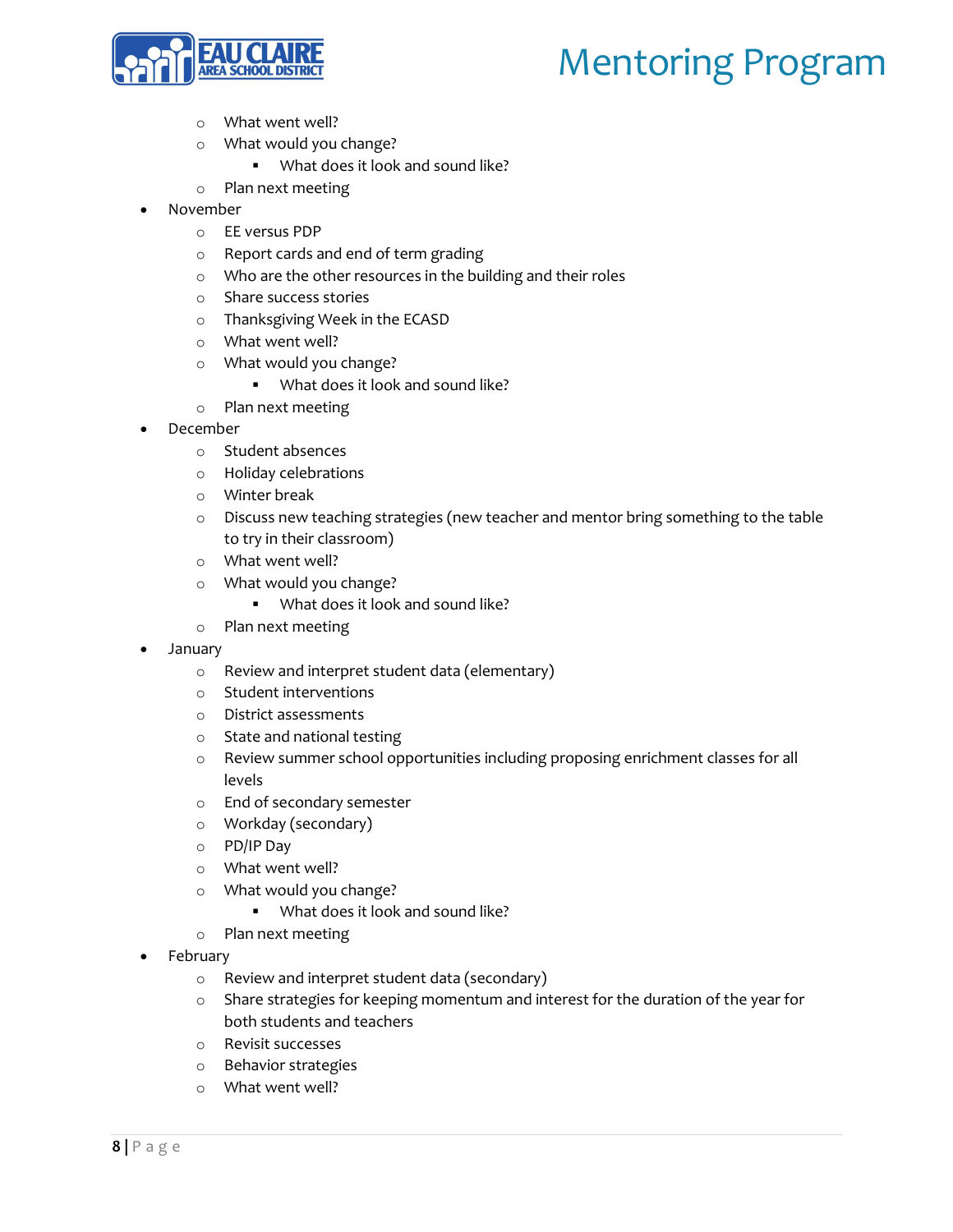- What went well?
  - What would you change?
    - What does it look and sound like?
  - Plan next meeting
- November
  - EE versus PDP
  - Report cards and end of term grading
  - Who are the other resources in the building and their roles
  - Share success stories
  - Thanksgiving Week in the ECASD
  - What went well?
  - What would you change?
    - What does it look and sound like?
  - Plan next meeting
- December
  - Student absences
  - Holiday celebrations
  - Winter break
  - Discuss new teaching strategies (new teacher and mentor bring something to the table to try in their classroom)
  - What went well?
  - What would you change?
    - What does it look and sound like?
  - Plan next meeting
- January
  - Review and interpret student data (elementary)
  - Student interventions
  - District assessments
  - State and national testing
  - Review summer school opportunities including proposing enrichment classes for all levels
  - End of secondary semester
  - Workday (secondary)
  - PD/IP Day
  - What went well?
  - What would you change?
    - What does it look and sound like?
  - Plan next meeting
- February
  - Review and interpret student data (secondary)
  - Share strategies for keeping momentum and interest for the duration of the year for both students and teachers
  - Revisit successes
  - Behavior strategies
  - What went well?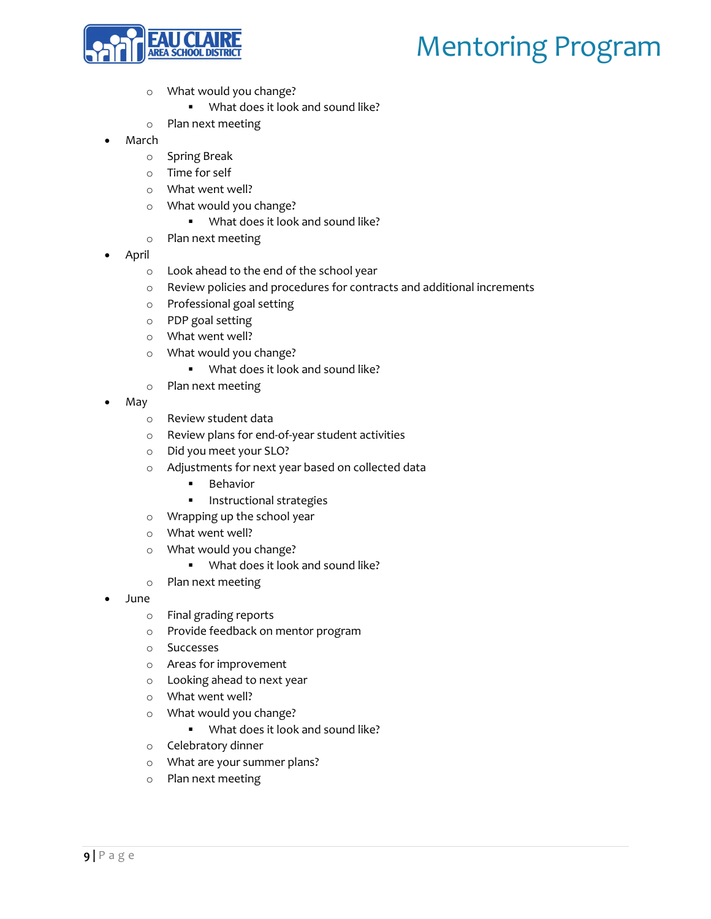- What would you change?
    - What does it look and sound like?
  - Plan next meeting
- March
  - Spring Break
  - Time for self
  - What went well?
  - What would you change?
    - What does it look and sound like?
  - Plan next meeting
- April
  - Look ahead to the end of the school year
  - Review policies and procedures for contracts and additional increments
  - Professional goal setting
  - PDP goal setting
  - What went well?
  - What would you change?
    - What does it look and sound like?
  - Plan next meeting
- May
  - Review student data
  - Review plans for end-of-year student activities
  - Did you meet your SLO?
  - Adjustments for next year based on collected data
    - Behavior
    - Instructional strategies
  - Wrapping up the school year
  - What went well?
  - What would you change?
    - What does it look and sound like?
  - Plan next meeting
- June
  - Final grading reports
  - Provide feedback on mentor program
  - Successes
  - Areas for improvement
  - Looking ahead to next year
  - What went well?
  - What would you change?
    - What does it look and sound like?
  - Celebratory dinner
  - What are your summer plans?
  - Plan next meeting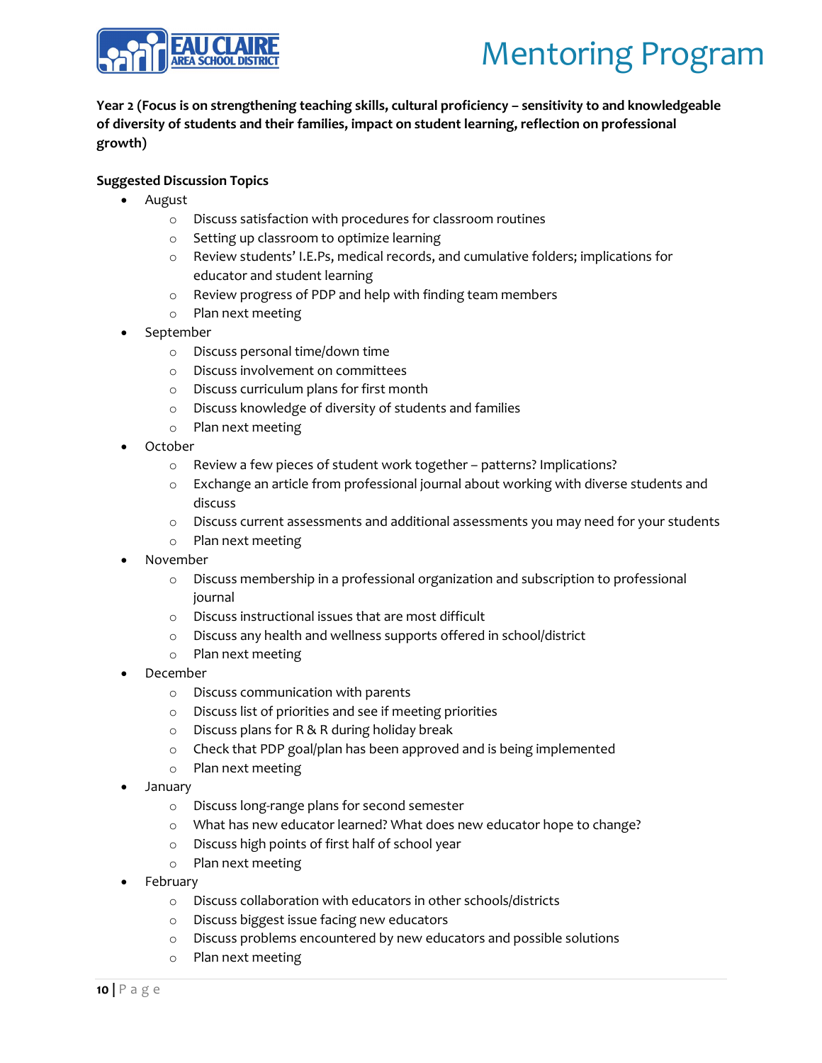**Year 2 (Focus is on strengthening teaching skills, cultural proficiency – sensitivity to and knowledgeable of diversity of students and their families, impact on student learning, reflection on professional growth)**

**Suggested Discussion Topics**

- August
  - Discuss satisfaction with procedures for classroom routines
  - Setting up classroom to optimize learning
  - Review students' I.E.Ps, medical records, and cumulative folders; implications for educator and student learning
  - Review progress of PDP and help with finding team members
  - Plan next meeting
- September
  - Discuss personal time/down time
  - Discuss involvement on committees
  - Discuss curriculum plans for first month
  - Discuss knowledge of diversity of students and families
  - Plan next meeting
- October
  - Review a few pieces of student work together – patterns? Implications?
  - Exchange an article from professional journal about working with diverse students and discuss
  - Discuss current assessments and additional assessments you may need for your students
  - Plan next meeting
- November
  - Discuss membership in a professional organization and subscription to professional journal
  - Discuss instructional issues that are most difficult
  - Discuss any health and wellness supports offered in school/district
  - Plan next meeting
- December
  - Discuss communication with parents
  - Discuss list of priorities and see if meeting priorities
  - Discuss plans for R & R during holiday break
  - Check that PDP goal/plan has been approved and is being implemented
  - Plan next meeting
- January
  - Discuss long-range plans for second semester
  - What has new educator learned? What does new educator hope to change?
  - Discuss high points of first half of school year
  - Plan next meeting
- February
  - Discuss collaboration with educators in other schools/districts
  - Discuss biggest issue facing new educators
  - Discuss problems encountered by new educators and possible solutions
  - Plan next meeting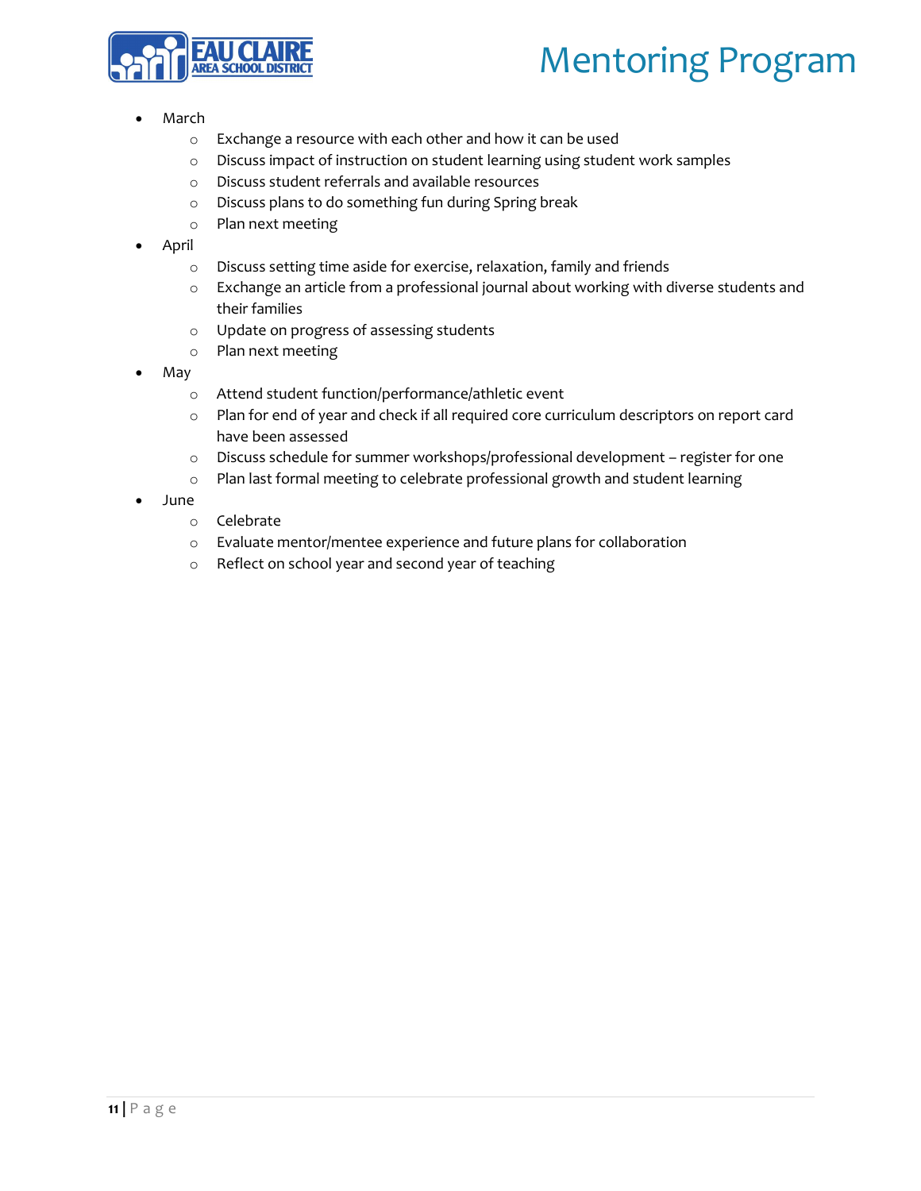- March
  - Exchange a resource with each other and how it can be used
  - Discuss impact of instruction on student learning using student work samples
  - Discuss student referrals and available resources
  - Discuss plans to do something fun during Spring break
  - Plan next meeting
- April
  - Discuss setting time aside for exercise, relaxation, family and friends
  - Exchange an article from a professional journal about working with diverse students and their families
  - Update on progress of assessing students
  - Plan next meeting
- May
  - Attend student function/performance/athletic event
  - Plan for end of year and check if all required core curriculum descriptors on report card have been assessed
  - Discuss schedule for summer workshops/professional development – register for one
  - Plan last formal meeting to celebrate professional growth and student learning
- June
  - Celebrate
  - Evaluate mentor/mentee experience and future plans for collaboration
  - Reflect on school year and second year of teaching